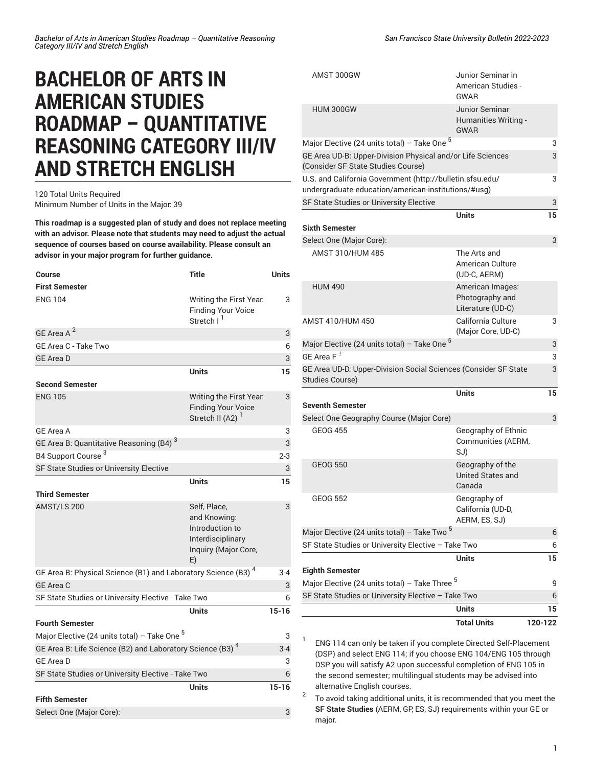# BACHELOR OF ARTS IN AMERICAN STUDIES ROADMAP – QUANTITATIVE REASONING CATEGORY III/IV AND STRETCH ENGLISH

120 Total Units Required
Minimum Number of Units in the Major: 39

**This roadmap is a suggested plan of study and does not replace meeting with an advisor. Please note that students may need to adjust the actual sequence of courses based on course availability. Please consult an advisor in your major program for further guidance.**

| Course | Title | Units |
|---|---|---|
| **First Semester** | | |
| ENG 104 | Writing the First Year: Finding Your Voice Stretch I [1] | 3 |
| GE Area A [2] | | 3 |
| GE Area C - Take Two | | 6 |
| GE Area D | | 3 |
| | **Units** | **15** |
| **Second Semester** | | |
| ENG 105 | Writing the First Year: Finding Your Voice Stretch II (A2) [1] | 3 |
| GE Area A | | 3 |
| GE Area B: Quantitative Reasoning (B4) [3] | | 3 |
| B4 Support Course [3] | | 2-3 |
| SF State Studies or University Elective | | 3 |
| | **Units** | **15** |
| **Third Semester** | | |
| AMST/LS 200 | Self, Place, and Knowing: Introduction to Interdisciplinary Inquiry (Major Core, E) | 3 |
| GE Area B: Physical Science (B1) and Laboratory Science (B3) [4] | | 3-4 |
| GE Area C | | 3 |
| SF State Studies or University Elective - Take Two | | 6 |
| | **Units** | **15-16** |
| **Fourth Semester** | | |
| Major Elective (24 units total) – Take One [5] | | 3 |
| GE Area B: Life Science (B2) and Laboratory Science (B3) [4] | | 3-4 |
| GE Area D | | 3 |
| SF State Studies or University Elective - Take Two | | 6 |
| | **Units** | **15-16** |
| **Fifth Semester** | | |
| Select One (Major Core): | | 3 |
| AMST 300GW | Junior Seminar in American Studies - GWAR | |
| HUM 300GW | Junior Seminar Humanities Writing - GWAR | |
| Major Elective (24 units total) – Take One [5] | | 3 |
| GE Area UD-B: Upper-Division Physical and/or Life Sciences (Consider SF State Studies Course) | | 3 |
| U.S. and California Government (http://bulletin.sfsu.edu/undergraduate-education/american-institutions/#usg) | | 3 |
| SF State Studies or University Elective | | 3 |
| | **Units** | **15** |
| **Sixth Semester** | | |
| Select One (Major Core): | | 3 |
| AMST 310/HUM 485 | The Arts and American Culture (UD-C, AERM) | |
| HUM 490 | American Images: Photography and Literature (UD-C) | |
| AMST 410/HUM 450 | California Culture (Major Core, UD-C) | 3 |
| Major Elective (24 units total) – Take One [5] | | 3 |
| GE Area F [±] | | 3 |
| GE Area UD-D: Upper-Division Social Sciences (Consider SF State Studies Course) | | 3 |
| | **Units** | **15** |
| **Seventh Semester** | | |
| Select One Geography Course (Major Core) | | 3 |
| GEOG 455 | Geography of Ethnic Communities (AERM, SJ) | |
| GEOG 550 | Geography of the United States and Canada | |
| GEOG 552 | Geography of California (UD-D, AERM, ES, SJ) | |
| Major Elective (24 units total) – Take Two [5] | | 6 |
| SF State Studies or University Elective – Take Two | | 6 |
| | **Units** | **15** |
| **Eighth Semester** | | |
| Major Elective (24 units total) – Take Three [5] | | 9 |
| SF State Studies or University Elective – Take Two | | 6 |
| | **Units** | **15** |
| | **Total Units** | **120-122** |

1. ENG 114 can only be taken if you complete Directed Self-Placement (DSP) and select ENG 114; if you choose ENG 104/ENG 105 through DSP you will satisfy A2 upon successful completion of ENG 105 in the second semester; multilingual students may be advised into alternative English courses.
2. To avoid taking additional units, it is recommended that you meet the **SF State Studies** (AERM, GP, ES, SJ) requirements within your GE or major.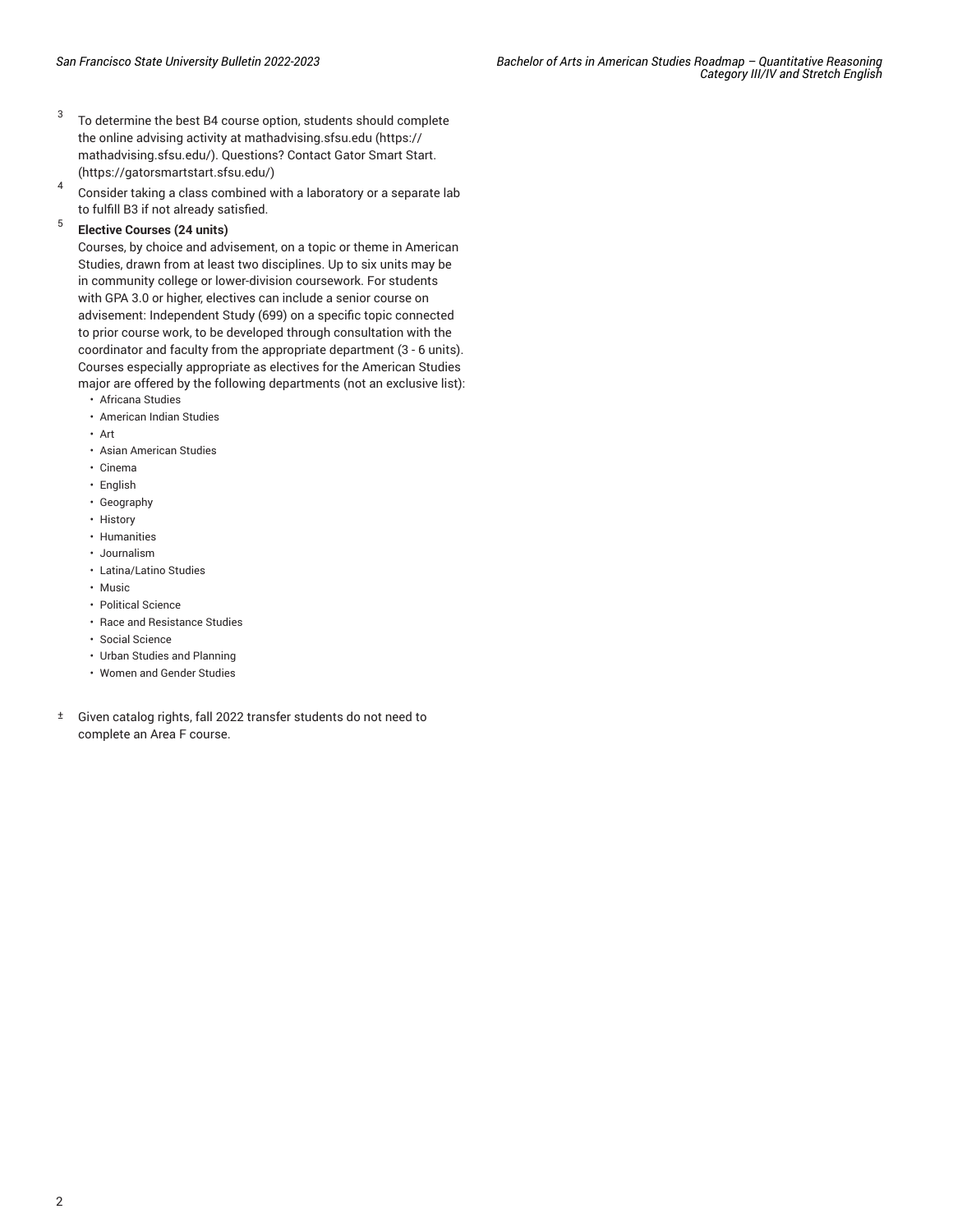[3] To determine the best B4 course option, students should complete the online advising activity at mathadvising.sfsu.edu (https://mathadvising.sfsu.edu/). Questions? Contact Gator Smart Start. (https://gatorsmartstart.sfsu.edu/)

[4] Consider taking a class combined with a laboratory or a separate lab to fulfill B3 if not already satisfied.

[5] **Elective Courses (24 units)**

Courses, by choice and advisement, on a topic or theme in American Studies, drawn from at least two disciplines. Up to six units may be in community college or lower-division coursework. For students with GPA 3.0 or higher, electives can include a senior course on advisement: Independent Study (699) on a specific topic connected to prior course work, to be developed through consultation with the coordinator and faculty from the appropriate department (3 - 6 units). Courses especially appropriate as electives for the American Studies major are offered by the following departments (not an exclusive list):

- Africana Studies
- American Indian Studies
- Art
- Asian American Studies
- Cinema
- English
- Geography
- History
- Humanities
- Journalism
- Latina/Latino Studies
- Music
- Political Science
- Race and Resistance Studies
- Social Science
- Urban Studies and Planning
- Women and Gender Studies

± Given catalog rights, fall 2022 transfer students do not need to complete an Area F course.